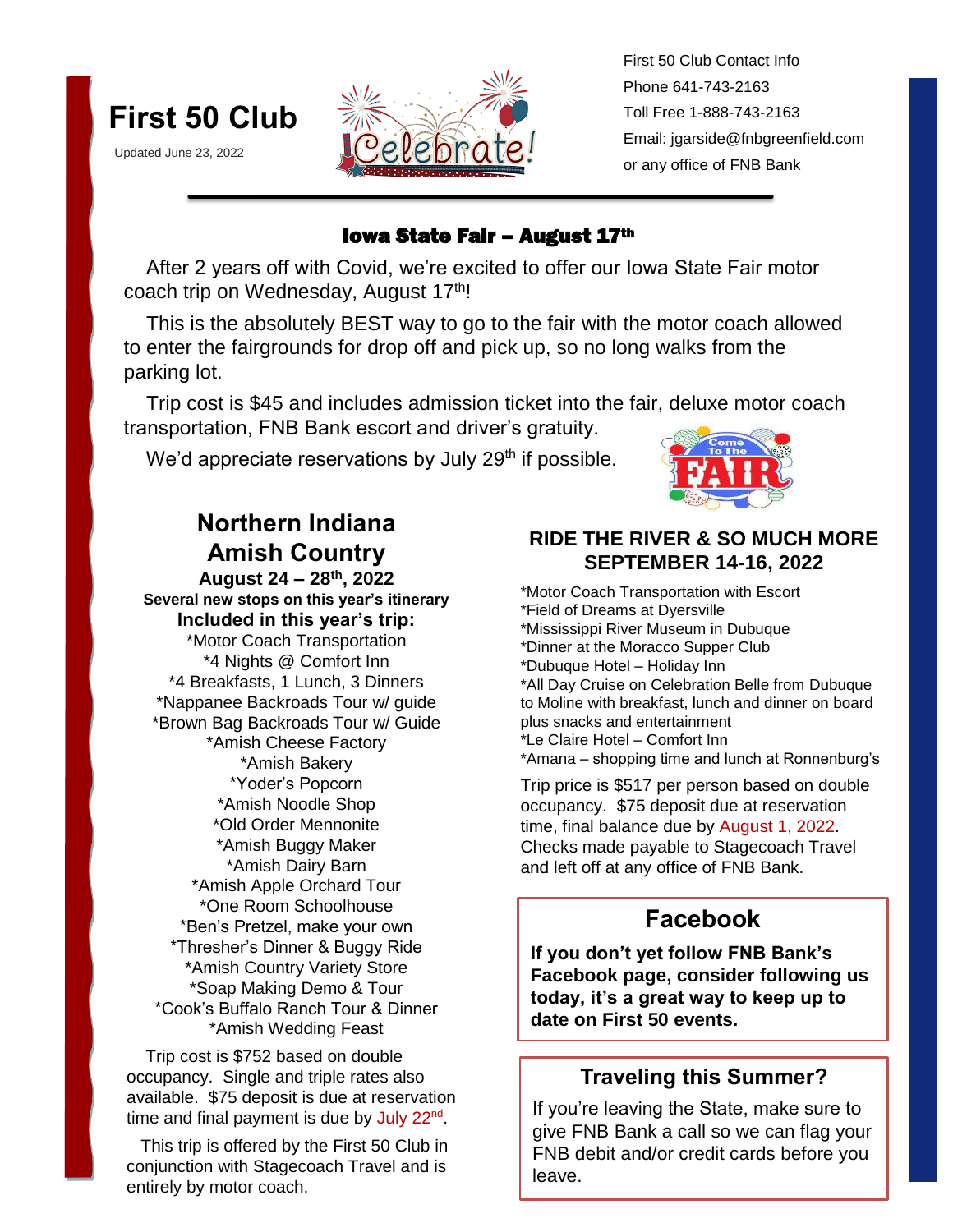# First 50 Club

Updated June 23, 2022

First 50 Club Contact Info
Phone 641-743-2163
Toll Free 1-888-743-2163
Email: jgarside@fnbgreenfield.com
or any office of FNB Bank

## Iowa State Fair – August 17th

After 2 years off with Covid, we're excited to offer our Iowa State Fair motor coach trip on Wednesday, August 17th!

This is the absolutely BEST way to go to the fair with the motor coach allowed to enter the fairgrounds for drop off and pick up, so no long walks from the parking lot.

Trip cost is $45 and includes admission ticket into the fair, deluxe motor coach transportation, FNB Bank escort and driver's gratuity.

We'd appreciate reservations by July 29th if possible.

## Northern Indiana Amish Country

**August 24 – 28th, 2022**

**Several new stops on this year's itinerary**

**Included in this year's trip:**

*Motor Coach Transportation
*4 Nights @ Comfort Inn
*4 Breakfasts, 1 Lunch, 3 Dinners
*Nappanee Backroads Tour w/ guide
*Brown Bag Backroads Tour w/ Guide
*Amish Cheese Factory
*Amish Bakery
*Yoder's Popcorn
*Amish Noodle Shop
*Old Order Mennonite
*Amish Buggy Maker
*Amish Dairy Barn
*Amish Apple Orchard Tour
*One Room Schoolhouse
*Ben's Pretzel, make your own
*Thresher's Dinner & Buggy Ride
*Amish Country Variety Store
*Soap Making Demo & Tour
*Cook's Buffalo Ranch Tour & Dinner
*Amish Wedding Feast

Trip cost is $752 based on double occupancy. Single and triple rates also available. $75 deposit is due at reservation time and final payment is due by July 22nd.

This trip is offered by the First 50 Club in conjunction with Stagecoach Travel and is entirely by motor coach.

## RIDE THE RIVER & SO MUCH MORE SEPTEMBER 14-16, 2022

*Motor Coach Transportation with Escort
*Field of Dreams at Dyersville
*Mississippi River Museum in Dubuque
*Dinner at the Moracco Supper Club
*Dubuque Hotel – Holiday Inn
*All Day Cruise on Celebration Belle from Dubuque to Moline with breakfast, lunch and dinner on board plus snacks and entertainment
*Le Claire Hotel – Comfort Inn
*Amana – shopping time and lunch at Ronnenburg's

Trip price is $517 per person based on double occupancy. $75 deposit due at reservation time, final balance due by August 1, 2022. Checks made payable to Stagecoach Travel and left off at any office of FNB Bank.

## Facebook

**If you don't yet follow FNB Bank's Facebook page, consider following us today, it's a great way to keep up to date on First 50 events.**

## Traveling this Summer?

If you're leaving the State, make sure to give FNB Bank a call so we can flag your FNB debit and/or credit cards before you leave.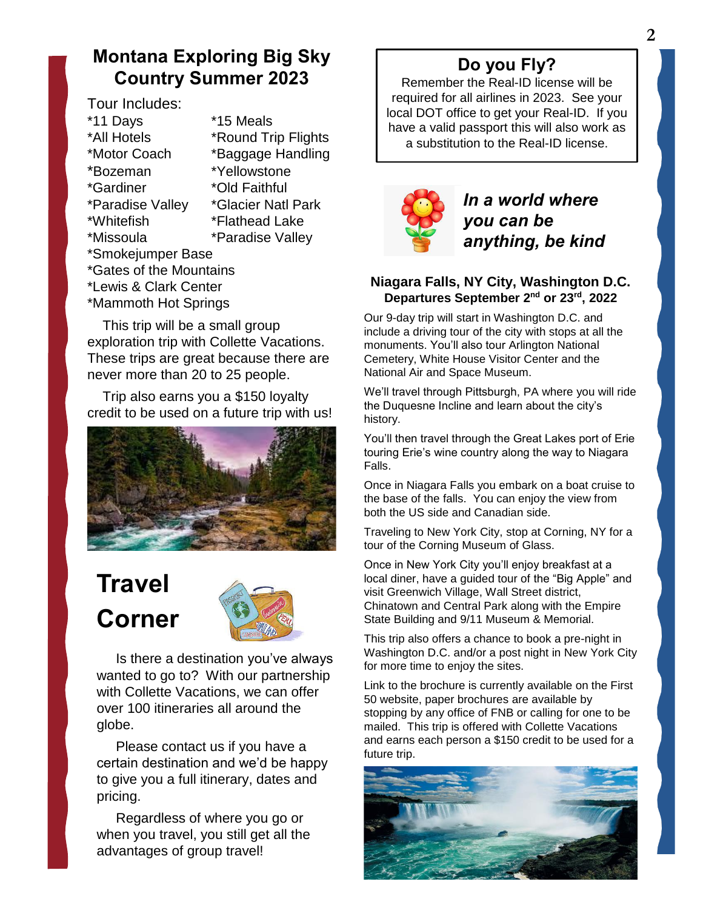## Montana Exploring Big Sky Country Summer 2023

Tour Includes:

*11 Days
*All Hotels
*Motor Coach
*Bozeman
*Gardiner
*Paradise Valley
*Whitefish
*Missoula
*15 Meals
*Round Trip Flights
*Baggage Handling
*Yellowstone
*Old Faithful
*Glacier Natl Park
*Flathead Lake
*Paradise Valley
*Smokejumper Base
*Gates of the Mountains
*Lewis & Clark Center
*Mammoth Hot Springs

This trip will be a small group exploration trip with Collette Vacations. These trips are great because there are never more than 20 to 25 people.

Trip also earns you a $150 loyalty credit to be used on a future trip with us!

## Travel Corner

Is there a destination you've always wanted to go to? With our partnership with Collette Vacations, we can offer over 100 itineraries all around the globe.

Please contact us if you have a certain destination and we'd be happy to give you a full itinerary, dates and pricing.

Regardless of where you go or when you travel, you still get all the advantages of group travel!

## Do you Fly?

Remember the Real-ID license will be required for all airlines in 2023. See your local DOT office to get your Real-ID. If you have a valid passport this will also work as a substitution to the Real-ID license.

***In a world where you can be anything, be kind***

### Niagara Falls, NY City, Washington D.C.
**Departures September 2nd or 23rd, 2022**

Our 9-day trip will start in Washington D.C. and include a driving tour of the city with stops at all the monuments. You'll also tour Arlington National Cemetery, White House Visitor Center and the National Air and Space Museum.

We'll travel through Pittsburgh, PA where you will ride the Duquesne Incline and learn about the city's history.

You'll then travel through the Great Lakes port of Erie touring Erie's wine country along the way to Niagara Falls.

Once in Niagara Falls you embark on a boat cruise to the base of the falls. You can enjoy the view from both the US side and Canadian side.

Traveling to New York City, stop at Corning, NY for a tour of the Corning Museum of Glass.

Once in New York City you'll enjoy breakfast at a local diner, have a guided tour of the "Big Apple" and visit Greenwich Village, Wall Street district, Chinatown and Central Park along with the Empire State Building and 9/11 Museum & Memorial.

This trip also offers a chance to book a pre-night in Washington D.C. and/or a post night in New York City for more time to enjoy the sites.

Link to the brochure is currently available on the First 50 website, paper brochures are available by stopping by any office of FNB or calling for one to be mailed. This trip is offered with Collette Vacations and earns each person a $150 credit to be used for a future trip.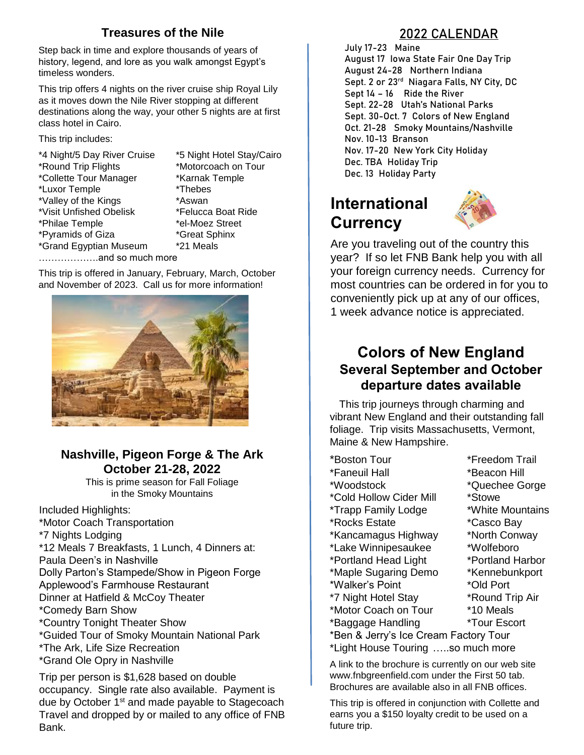## Treasures of the Nile

Step back in time and explore thousands of years of history, legend, and lore as you walk amongst Egypt's timeless wonders.

This trip offers 4 nights on the river cruise ship Royal Lily as it moves down the Nile River stopping at different destinations along the way, your other 5 nights are at first class hotel in Cairo.

This trip includes:

*4 Night/5 Day River Cruise
*5 Night Hotel Stay/Cairo
*Round Trip Flights
*Motorcoach on Tour
*Collette Tour Manager
*Karnak Temple
*Luxor Temple
*Thebes
*Valley of the Kings
*Aswan
*Visit Unfished Obelisk
*Felucca Boat Ride
*Philae Temple
*el-Moez Street
*Pyramids of Giza
*Great Sphinx
*Grand Egyptian Museum
*21 Meals
……………….and so much more

This trip is offered in January, February, March, October and November of 2023. Call us for more information!

## Nashville, Pigeon Forge & The Ark
## October 21-28, 2022

This is prime season for Fall Foliage in the Smoky Mountains

Included Highlights:
*Motor Coach Transportation
*7 Nights Lodging
*12 Meals 7 Breakfasts, 1 Lunch, 4 Dinners at:
Paula Deen's in Nashville
Dolly Parton's Stampede/Show in Pigeon Forge
Applewood's Farmhouse Restaurant
Dinner at Hatfield & McCoy Theater
*Comedy Barn Show
*Country Tonight Theater Show
*Guided Tour of Smoky Mountain National Park
*The Ark, Life Size Recreation
*Grand Ole Opry in Nashville

Trip per person is $1,628 based on double occupancy. Single rate also available. Payment is due by October 1st and made payable to Stagecoach Travel and dropped by or mailed to any office of FNB Bank.

## 2022 CALENDAR

July 17-23 Maine
August 17 Iowa State Fair One Day Trip
August 24-28 Northern Indiana
Sept. 2 or 23rd Niagara Falls, NY City, DC
Sept 14 – 16 Ride the River
Sept. 22-28 Utah's National Parks
Sept. 30-Oct. 7 Colors of New England
Oct. 21-28 Smoky Mountains/Nashville
Nov. 10-13 Branson
Nov. 17-20 New York City Holiday
Dec. TBA Holiday Trip
Dec. 13 Holiday Party

## International Currency

Are you traveling out of the country this year? If so let FNB Bank help you with all your foreign currency needs. Currency for most countries can be ordered in for you to conveniently pick up at any of our offices, 1 week advance notice is appreciated.

## Colors of New England
### Several September and October departure dates available

This trip journeys through charming and vibrant New England and their outstanding fall foliage. Trip visits Massachusetts, Vermont, Maine & New Hampshire.

*Boston Tour
*Freedom Trail
*Faneuil Hall
*Beacon Hill
*Woodstock
*Quechee Gorge
*Cold Hollow Cider Mill
*Stowe
*Trapp Family Lodge
*White Mountains
*Rocks Estate
*Casco Bay
*Kancamagus Highway
*North Conway
*Lake Winnipesaukee
*Wolfeboro
*Portland Head Light
*Portland Harbor
*Maple Sugaring Demo
*Kennebunkport
*Walker's Point
*Old Port
*7 Night Hotel Stay
*Round Trip Air
*Motor Coach on Tour
*10 Meals
*Baggage Handling
*Tour Escort
*Ben & Jerry's Ice Cream Factory Tour
*Light House Touring …..so much more

A link to the brochure is currently on our web site www.fnbgreenfield.com under the First 50 tab. Brochures are available also in all FNB offices.

This trip is offered in conjunction with Collette and earns you a $150 loyalty credit to be used on a future trip.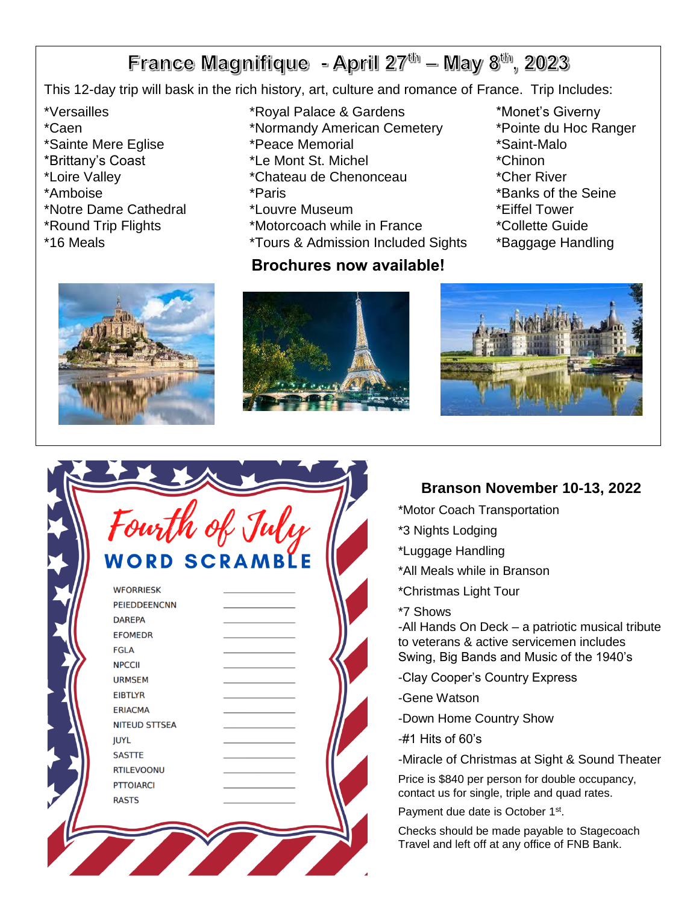## France Magnifique - April 27th – May 8th, 2023

This 12-day trip will bask in the rich history, art, culture and romance of France. Trip Includes:

*Versailles
*Caen
*Sainte Mere Eglise
*Brittany's Coast
*Loire Valley
*Amboise
*Notre Dame Cathedral
*Round Trip Flights
*16 Meals
*Royal Palace & Gardens
*Normandy American Cemetery
*Peace Memorial
*Le Mont St. Michel
*Chateau de Chenonceau
*Paris
*Louvre Museum
*Motorcoach while in France
*Tours & Admission Included Sights
*Monet's Giverny
*Pointe du Hoc Ranger
*Saint-Malo
*Chinon
*Cher River
*Banks of the Seine
*Eiffel Tower
*Collette Guide
*Baggage Handling

**Brochures now available!**

## Fourth of July WORD SCRAMBLE

| | |
|---|---|
| WFORRIESK | ____________ |
| PEIEDDEENCNN | ____________ |
| DAREPA | ____________ |
| EFOMEDR | ____________ |
| FGLA | ____________ |
| NPCCII | ____________ |
| URMSEM | ____________ |
| EIBTLYR | ____________ |
| ERIACMA | ____________ |
| NITEUD STTSEA | ____________ |
| JUYL | ____________ |
| SASTTE | ____________ |
| RTILEVOONU | ____________ |
| PTTOIARCI | ____________ |
| RASTS | ____________ |

## Branson November 10-13, 2022

*Motor Coach Transportation

*3 Nights Lodging

*Luggage Handling

*All Meals while in Branson

*Christmas Light Tour

*7 Shows

-All Hands On Deck – a patriotic musical tribute to veterans & active servicemen includes Swing, Big Bands and Music of the 1940's

-Clay Cooper's Country Express

-Gene Watson

-Down Home Country Show

-#1 Hits of 60's

-Miracle of Christmas at Sight & Sound Theater

Price is $840 per person for double occupancy, contact us for single, triple and quad rates.

Payment due date is October 1st.

Checks should be made payable to Stagecoach Travel and left off at any office of FNB Bank.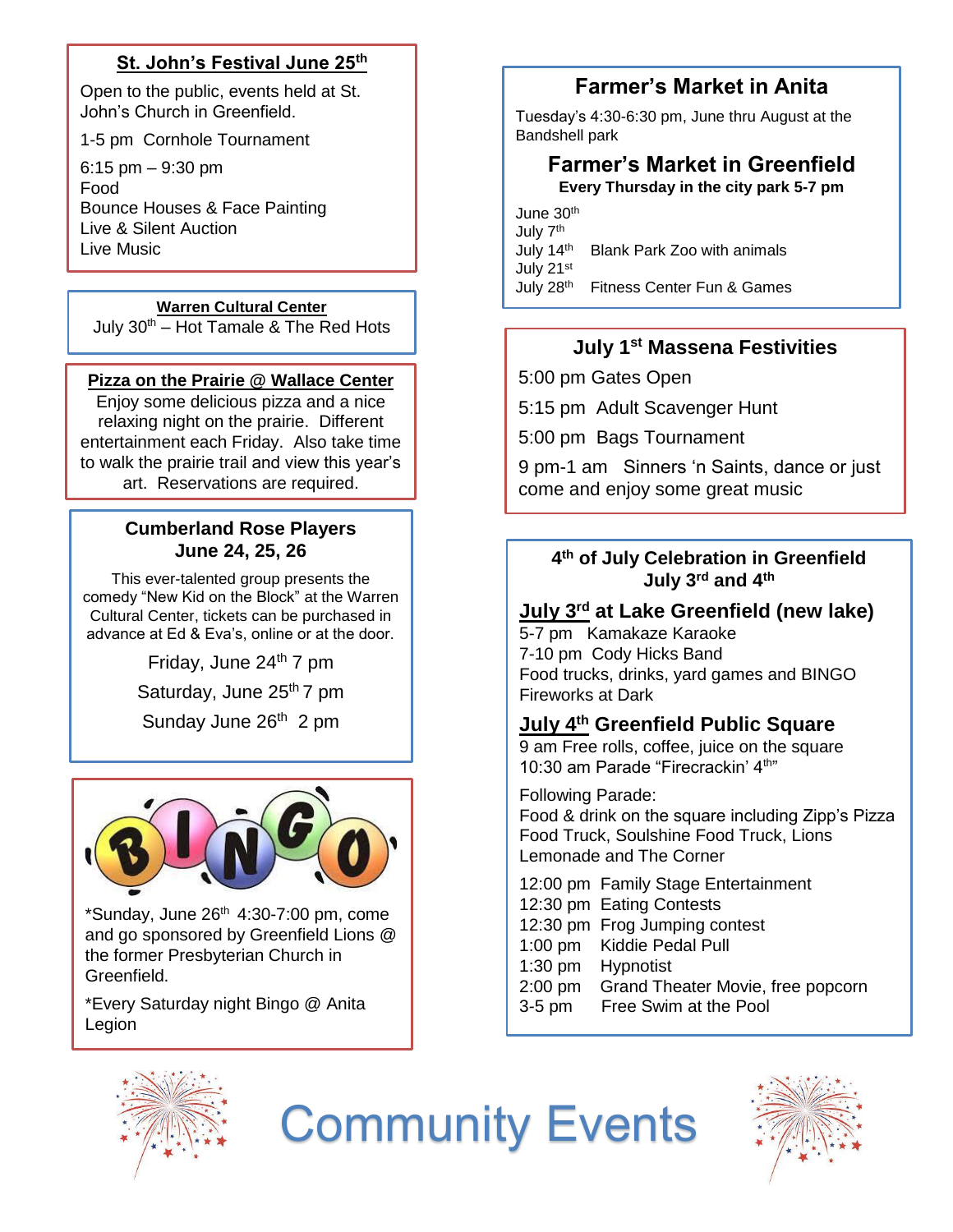### St. John's Festival June 25th

Open to the public, events held at St. John's Church in Greenfield.

1-5 pm Cornhole Tournament

6:15 pm – 9:30 pm
Food
Bounce Houses & Face Painting
Live & Silent Auction
Live Music

### Warren Cultural Center

July 30th – Hot Tamale & The Red Hots

### Pizza on the Prairie @ Wallace Center

Enjoy some delicious pizza and a nice relaxing night on the prairie. Different entertainment each Friday. Also take time to walk the prairie trail and view this year's art. Reservations are required.

### Cumberland Rose Players
### June 24, 25, 26

This ever-talented group presents the comedy "New Kid on the Block" at the Warren Cultural Center, tickets can be purchased in advance at Ed & Eva's, online or at the door.

Friday, June 24th 7 pm

Saturday, June 25th 7 pm

Sunday June 26th 2 pm

### BINGO

*Sunday, June 26th 4:30-7:00 pm, come and go sponsored by Greenfield Lions @ the former Presbyterian Church in Greenfield.

*Every Saturday night Bingo @ Anita Legion

### Farmer's Market in Anita

Tuesday's 4:30-6:30 pm, June thru August at the Bandshell park

### Farmer's Market in Greenfield

**Every Thursday in the city park 5-7 pm**

June 30th
July 7th
July 14th Blank Park Zoo with animals
July 21st
July 28th Fitness Center Fun & Games

### July 1st Massena Festivities

5:00 pm Gates Open

5:15 pm Adult Scavenger Hunt

5:00 pm Bags Tournament

9 pm-1 am Sinners 'n Saints, dance or just come and enjoy some great music

### 4th of July Celebration in Greenfield
### July 3rd and 4th

**July 3rd at Lake Greenfield (new lake)**

5-7 pm Kamakaze Karaoke
7-10 pm Cody Hicks Band
Food trucks, drinks, yard games and BINGO
Fireworks at Dark

**July 4th Greenfield Public Square**

9 am Free rolls, coffee, juice on the square
10:30 am Parade "Firecrackin' 4th"

Following Parade:
Food & drink on the square including Zipp's Pizza Food Truck, Soulshine Food Truck, Lions Lemonade and The Corner

12:00 pm Family Stage Entertainment
12:30 pm Eating Contests
12:30 pm Frog Jumping contest
1:00 pm Kiddie Pedal Pull
1:30 pm Hypnotist
2:00 pm Grand Theater Movie, free popcorn
3-5 pm Free Swim at the Pool

# Community Events